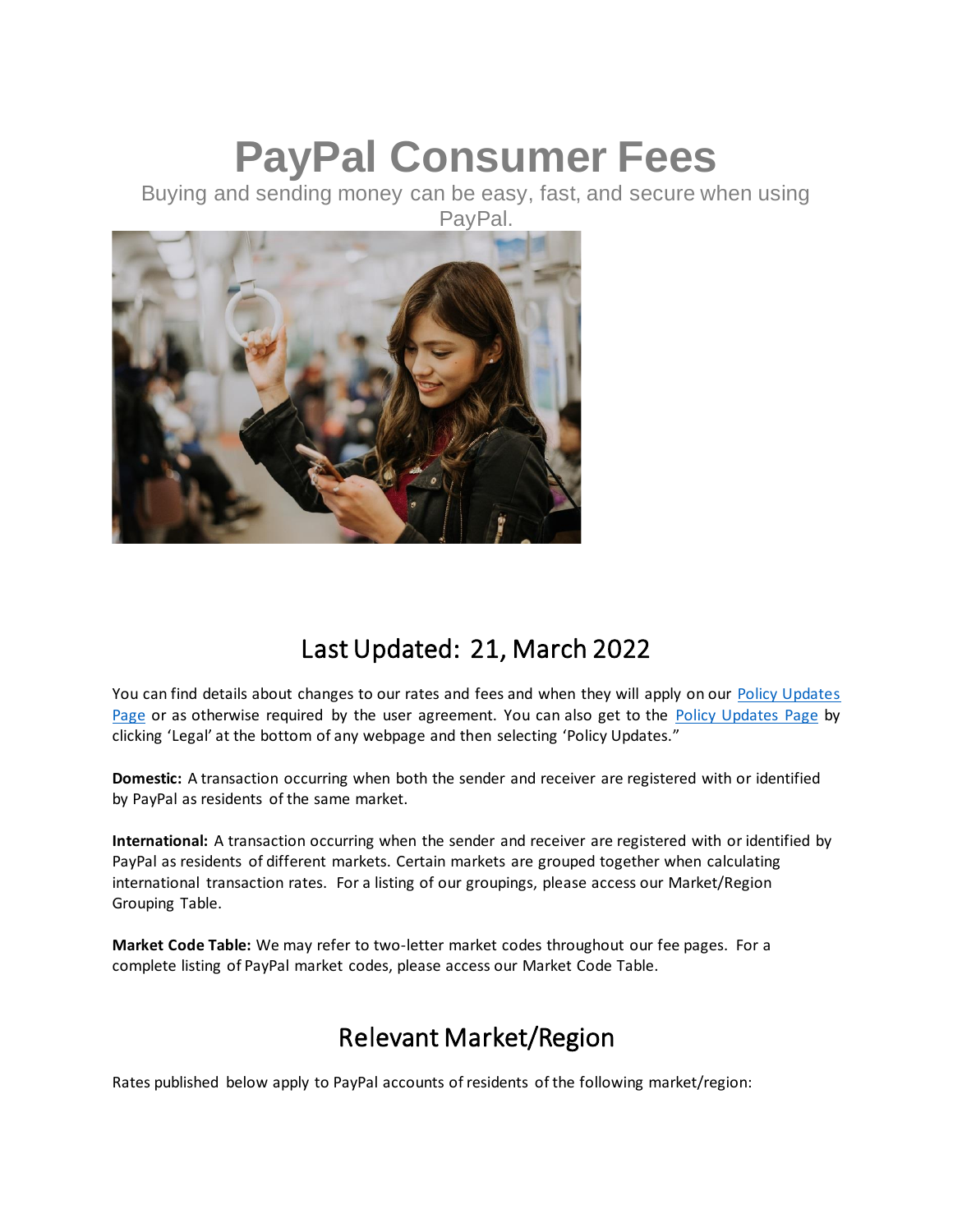# PayPal Consumer Fees

Buying and sending money can be easy, fast, and secure when using PayPal.

## Last Updated: 21, March 2022

You can find details about changes to our rates and fees and when they will apply on our [Policy Updates Page] or as otherwise required by the user agreement. You can also get to the [Policy Updates Page] by clicking 'Legal' at the bottom of any webpage and then selecting 'Policy Updates."

**Domestic:** A transaction occurring when both the sender and receiver are registered with or identified by PayPal as residents of the same market.

**International:** A transaction occurring when the sender and receiver are registered with or identified by PayPal as residents of different markets. Certain markets are grouped together when calculating international transaction rates. For a listing of our groupings, please access our Market/Region Grouping Table.

**Market Code Table:** We may refer to two-letter market codes throughout our fee pages. For a complete listing of PayPal market codes, please access our Market Code Table.

## Relevant Market/Region

Rates published below apply to PayPal accounts of residents of the following market/region: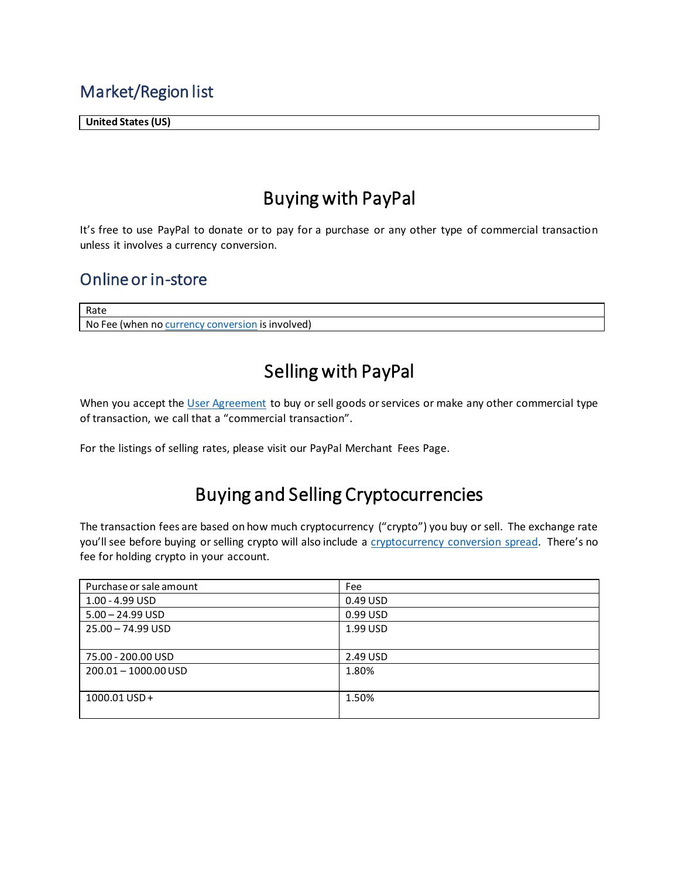## Market/Region list

| United States (US) |
|---|

# Buying with PayPal

It's free to use PayPal to donate or to pay for a purchase or any other type of commercial transaction unless it involves a currency conversion.

## Online or in-store

| Rate |
|---|
| No Fee (when no currency conversion is involved) |

# Selling with PayPal

When you accept the User Agreement to buy or sell goods or services or make any other commercial type of transaction, we call that a "commercial transaction".

For the listings of selling rates, please visit our PayPal Merchant Fees Page.

# Buying and Selling Cryptocurrencies

The transaction fees are based on how much cryptocurrency ("crypto") you buy or sell. The exchange rate you'll see before buying or selling crypto will also include a cryptocurrency conversion spread. There's no fee for holding crypto in your account.

| Purchase or sale amount | Fee |
|---|---|
| 1.00 - 4.99 USD | 0.49 USD |
| 5.00 – 24.99 USD | 0.99 USD |
| 25.00 – 74.99 USD | 1.99 USD |
| 75.00 - 200.00 USD | 2.49 USD |
| 200.01 – 1000.00 USD | 1.80% |
| 1000.01 USD + | 1.50% |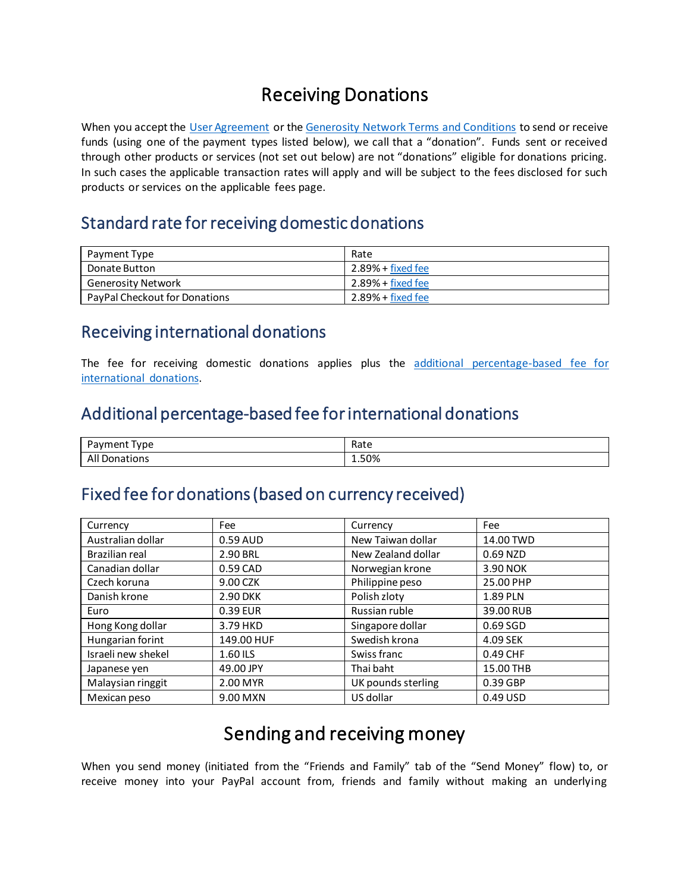# Receiving Donations

When you accept the User Agreement or the Generosity Network Terms and Conditions to send or receive funds (using one of the payment types listed below), we call that a "donation". Funds sent or received through other products or services (not set out below) are not "donations" eligible for donations pricing. In such cases the applicable transaction rates will apply and will be subject to the fees disclosed for such products or services on the applicable fees page.

## Standard rate for receiving domestic donations

| Payment Type | Rate |
|---|---|
| Donate Button | 2.89% + fixed fee |
| Generosity Network | 2.89% + fixed fee |
| PayPal Checkout for Donations | 2.89% + fixed fee |

## Receiving international donations

The fee for receiving domestic donations applies plus the additional percentage-based fee for international donations.

## Additional percentage-based fee for international donations

| Payment Type | Rate |
|---|---|
| All Donations | 1.50% |

## Fixed fee for donations (based on currency received)

| Currency | Fee | Currency | Fee |
|---|---|---|---|
| Australian dollar | 0.59 AUD | New Taiwan dollar | 14.00 TWD |
| Brazilian real | 2.90 BRL | New Zealand dollar | 0.69 NZD |
| Canadian dollar | 0.59 CAD | Norwegian krone | 3.90 NOK |
| Czech koruna | 9.00 CZK | Philippine peso | 25.00 PHP |
| Danish krone | 2.90 DKK | Polish zloty | 1.89 PLN |
| Euro | 0.39 EUR | Russian ruble | 39.00 RUB |
| Hong Kong dollar | 3.79 HKD | Singapore dollar | 0.69 SGD |
| Hungarian forint | 149.00 HUF | Swedish krona | 4.09 SEK |
| Israeli new shekel | 1.60 ILS | Swiss franc | 0.49 CHF |
| Japanese yen | 49.00 JPY | Thai baht | 15.00 THB |
| Malaysian ringgit | 2.00 MYR | UK pounds sterling | 0.39 GBP |
| Mexican peso | 9.00 MXN | US dollar | 0.49 USD |

# Sending and receiving money

When you send money (initiated from the "Friends and Family" tab of the "Send Money" flow) to, or receive money into your PayPal account from, friends and family without making an underlying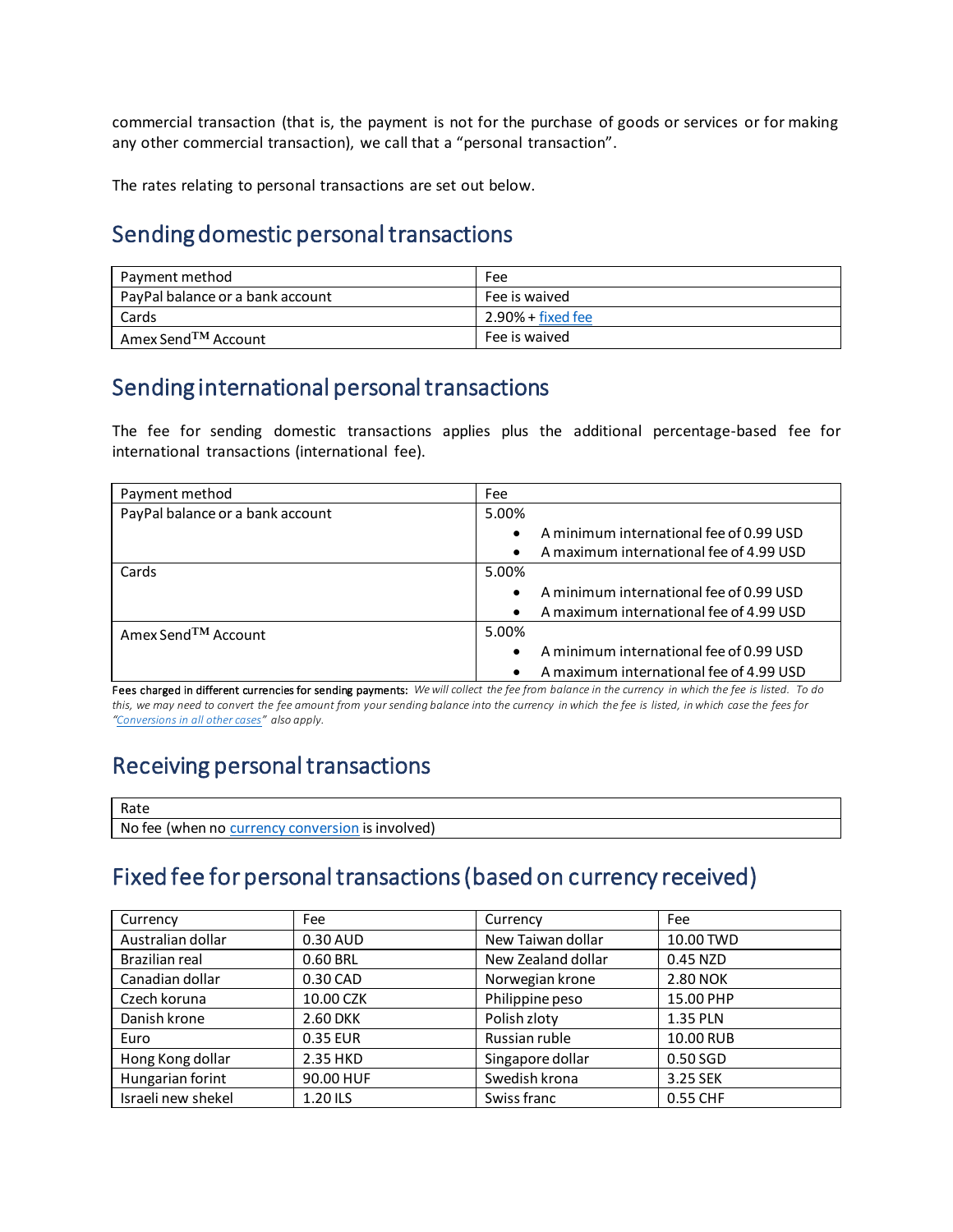commercial transaction (that is, the payment is not for the purchase of goods or services or for making any other commercial transaction), we call that a "personal transaction".

The rates relating to personal transactions are set out below.

## Sending domestic personal transactions

| Payment method | Fee |
| --- | --- |
| PayPal balance or a bank account | Fee is waived |
| Cards | 2.90% + fixed fee |
| Amex Send™ Account | Fee is waived |

## Sending international personal transactions

The fee for sending domestic transactions applies plus the additional percentage-based fee for international transactions (international fee).

| Payment method | Fee |
| --- | --- |
| PayPal balance or a bank account | 5.00%<br>• A minimum international fee of 0.99 USD<br>• A maximum international fee of 4.99 USD |
| Cards | 5.00%<br>• A minimum international fee of 0.99 USD<br>• A maximum international fee of 4.99 USD |
| Amex Send™ Account | 5.00%<br>• A minimum international fee of 0.99 USD<br>• A maximum international fee of 4.99 USD |

Fees charged in different currencies for sending payments: *We will collect the fee from balance in the currency in which the fee is listed. To do this, we may need to convert the fee amount from your sending balance into the currency in which the fee is listed, in which case the fees for "Conversions in all other cases" also apply.*

## Receiving personal transactions

| Rate |
| --- |
| No fee (when no currency conversion is involved) |

## Fixed fee for personal transactions (based on currency received)

| Currency | Fee | Currency | Fee |
| --- | --- | --- | --- |
| Australian dollar | 0.30 AUD | New Taiwan dollar | 10.00 TWD |
| Brazilian real | 0.60 BRL | New Zealand dollar | 0.45 NZD |
| Canadian dollar | 0.30 CAD | Norwegian krone | 2.80 NOK |
| Czech koruna | 10.00 CZK | Philippine peso | 15.00 PHP |
| Danish krone | 2.60 DKK | Polish zloty | 1.35 PLN |
| Euro | 0.35 EUR | Russian ruble | 10.00 RUB |
| Hong Kong dollar | 2.35 HKD | Singapore dollar | 0.50 SGD |
| Hungarian forint | 90.00 HUF | Swedish krona | 3.25 SEK |
| Israeli new shekel | 1.20 ILS | Swiss franc | 0.55 CHF |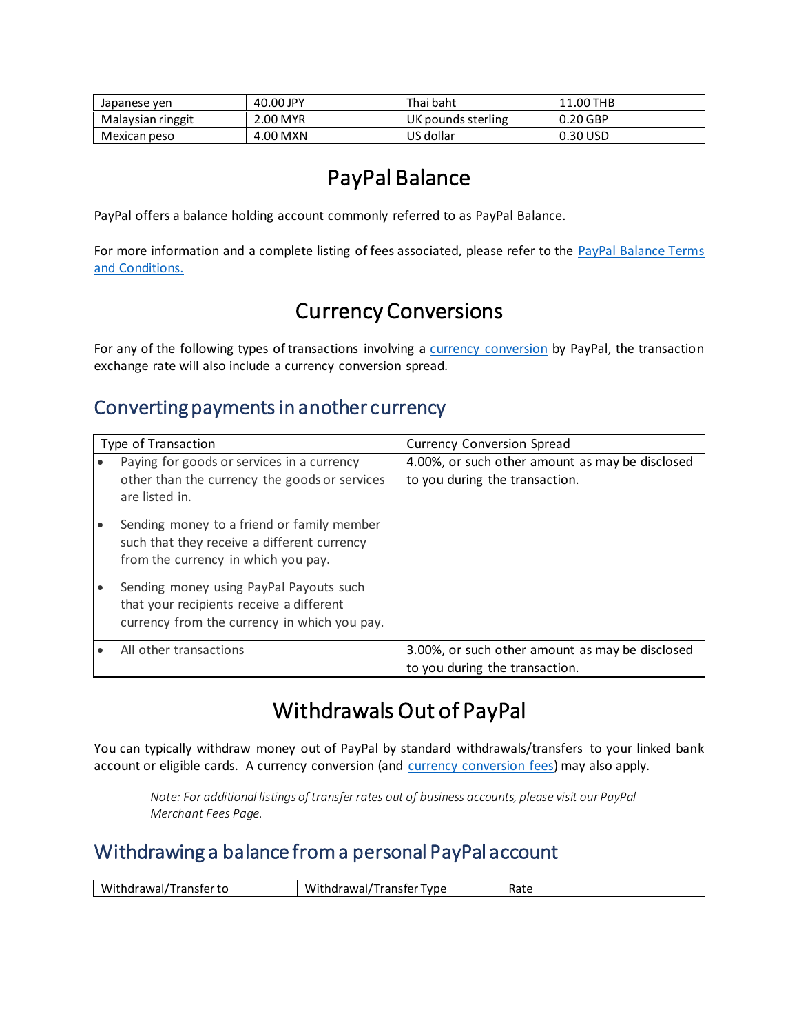| Japanese yen | 40.00 JPY | Thai baht | 11.00 THB |
|---|---|---|---|
| Malaysian ringgit | 2.00 MYR | UK pounds sterling | 0.20 GBP |
| Mexican peso | 4.00 MXN | US dollar | 0.30 USD |

# PayPal Balance

PayPal offers a balance holding account commonly referred to as PayPal Balance.

For more information and a complete listing of fees associated, please refer to the PayPal Balance Terms and Conditions.

# Currency Conversions

For any of the following types of transactions involving a currency conversion by PayPal, the transaction exchange rate will also include a currency conversion spread.

## Converting payments in another currency

| Type of Transaction | Currency Conversion Spread |
|---|---|
| • Paying for goods or services in a currency other than the currency the goods or services are listed in.<br>• Sending money to a friend or family member such that they receive a different currency from the currency in which you pay.<br>• Sending money using PayPal Payouts such that your recipients receive a different currency from the currency in which you pay. | 4.00%, or such other amount as may be disclosed to you during the transaction. |
| • All other transactions | 3.00%, or such other amount as may be disclosed to you during the transaction. |

# Withdrawals Out of PayPal

You can typically withdraw money out of PayPal by standard withdrawals/transfers to your linked bank account or eligible cards. A currency conversion (and currency conversion fees) may also apply.

> *Note: For additional listings of transfer rates out of business accounts, please visit our PayPal Merchant Fees Page.*

## Withdrawing a balance from a personal PayPal account

| Withdrawal/Transfer to | Withdrawal/Transfer Type | Rate |
|---|---|---|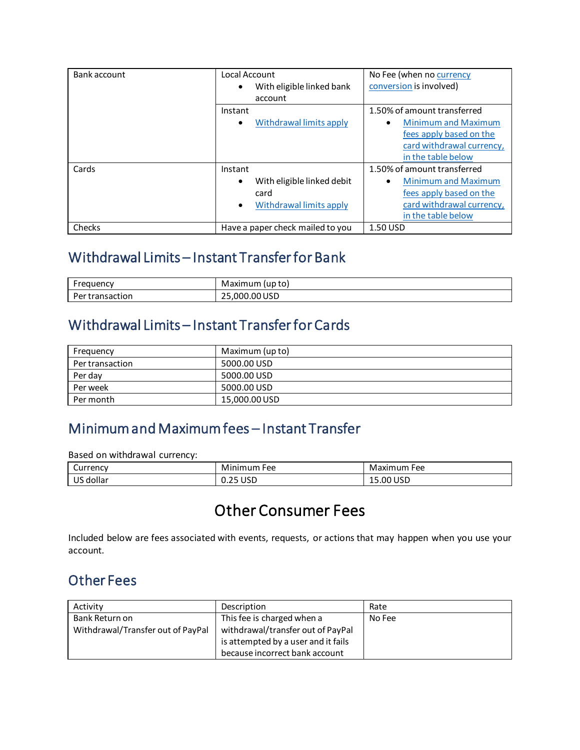| Bank account | Local Account<br>• With eligible linked bank account | No Fee (when no currency conversion is involved) |
|---|---|---|
| | Instant<br>• Withdrawal limits apply | 1.50% of amount transferred<br>• Minimum and Maximum fees apply based on the card withdrawal currency, in the table below |
| Cards | Instant<br>• With eligible linked debit card<br>• Withdrawal limits apply | 1.50% of amount transferred<br>• Minimum and Maximum fees apply based on the card withdrawal currency, in the table below |
| Checks | Have a paper check mailed to you | 1.50 USD |

## Withdrawal Limits – Instant Transfer for Bank

| Frequency | Maximum (up to) |
|---|---|
| Per transaction | 25,000.00 USD |

## Withdrawal Limits – Instant Transfer for Cards

| Frequency | Maximum (up to) |
|---|---|
| Per transaction | 5000.00 USD |
| Per day | 5000.00 USD |
| Per week | 5000.00 USD |
| Per month | 15,000.00 USD |

## Minimum and Maximum fees – Instant Transfer

Based on withdrawal currency:

| Currency | Minimum Fee | Maximum Fee |
|---|---|---|
| US dollar | 0.25 USD | 15.00 USD |

# Other Consumer Fees

Included below are fees associated with events, requests, or actions that may happen when you use your account.

## Other Fees

| Activity | Description | Rate |
|---|---|---|
| Bank Return on Withdrawal/Transfer out of PayPal | This fee is charged when a withdrawal/transfer out of PayPal is attempted by a user and it fails because incorrect bank account | No Fee |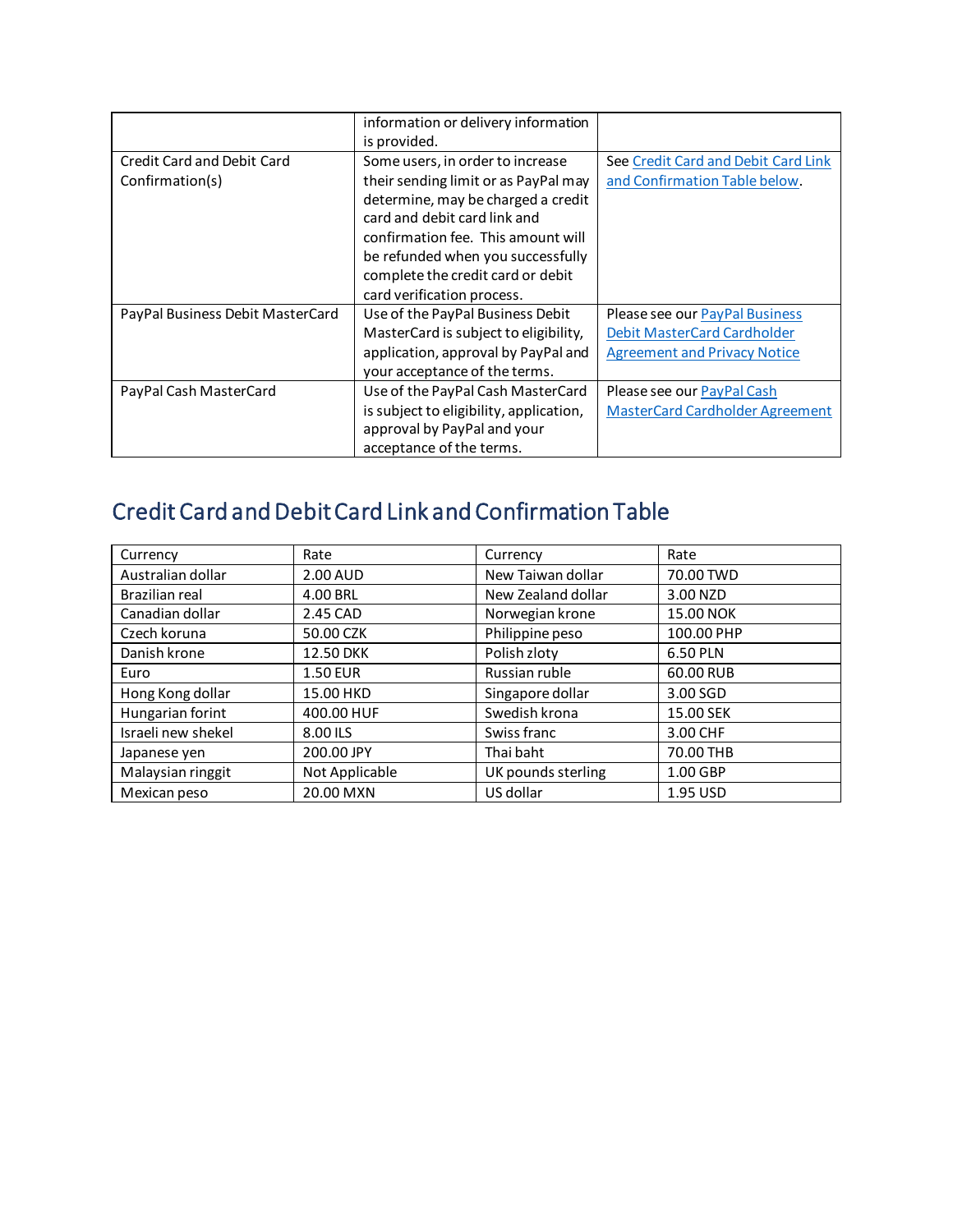| | | |
|---|---|---|
| | information or delivery information is provided. | |
| Credit Card and Debit Card Confirmation(s) | Some users, in order to increase their sending limit or as PayPal may determine, may be charged a credit card and debit card link and confirmation fee. This amount will be refunded when you successfully complete the credit card or debit card verification process. | See Credit Card and Debit Card Link and Confirmation Table below. |
| PayPal Business Debit MasterCard | Use of the PayPal Business Debit MasterCard is subject to eligibility, application, approval by PayPal and your acceptance of the terms. | Please see our PayPal Business Debit MasterCard Cardholder Agreement and Privacy Notice |
| PayPal Cash MasterCard | Use of the PayPal Cash MasterCard is subject to eligibility, application, approval by PayPal and your acceptance of the terms. | Please see our PayPal Cash MasterCard Cardholder Agreement |

## Credit Card and Debit Card Link and Confirmation Table

| Currency | Rate | Currency | Rate |
|---|---|---|---|
| Australian dollar | 2.00 AUD | New Taiwan dollar | 70.00 TWD |
| Brazilian real | 4.00 BRL | New Zealand dollar | 3.00 NZD |
| Canadian dollar | 2.45 CAD | Norwegian krone | 15.00 NOK |
| Czech koruna | 50.00 CZK | Philippine peso | 100.00 PHP |
| Danish krone | 12.50 DKK | Polish zloty | 6.50 PLN |
| Euro | 1.50 EUR | Russian ruble | 60.00 RUB |
| Hong Kong dollar | 15.00 HKD | Singapore dollar | 3.00 SGD |
| Hungarian forint | 400.00 HUF | Swedish krona | 15.00 SEK |
| Israeli new shekel | 8.00 ILS | Swiss franc | 3.00 CHF |
| Japanese yen | 200.00 JPY | Thai baht | 70.00 THB |
| Malaysian ringgit | Not Applicable | UK pounds sterling | 1.00 GBP |
| Mexican peso | 20.00 MXN | US dollar | 1.95 USD |